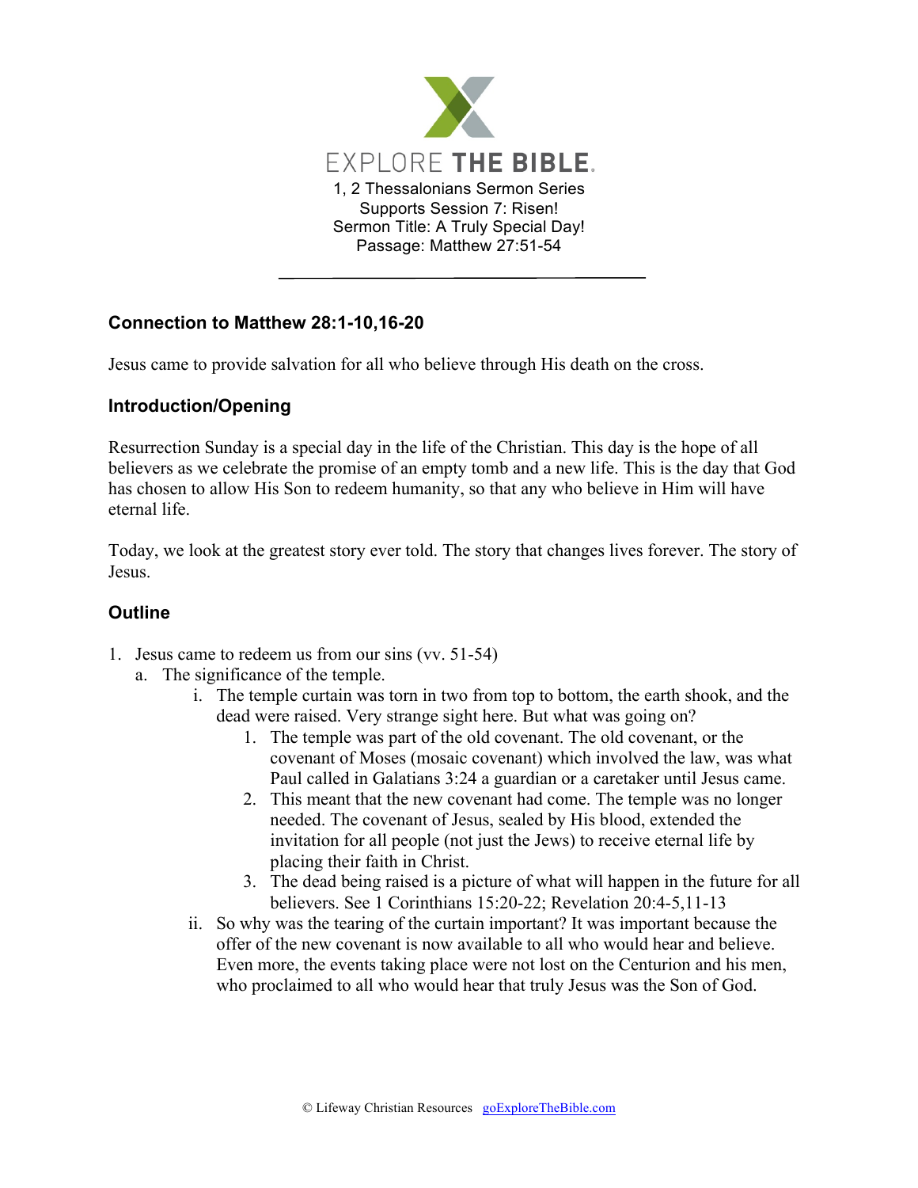# EXPLORE THE BIBLE.

1, 2 Thessalonians Sermon Series
Supports Session 7: Risen!
Sermon Title: A Truly Special Day!
Passage: Matthew 27:51-54

---

## Connection to Matthew 28:1-10,16-20

Jesus came to provide salvation for all who believe through His death on the cross.

## Introduction/Opening

Resurrection Sunday is a special day in the life of the Christian. This day is the hope of all believers as we celebrate the promise of an empty tomb and a new life. This is the day that God has chosen to allow His Son to redeem humanity, so that any who believe in Him will have eternal life.

Today, we look at the greatest story ever told. The story that changes lives forever. The story of Jesus.

## Outline

1. Jesus came to redeem us from our sins (vv. 51-54)
   a. The significance of the temple.
      i. The temple curtain was torn in two from top to bottom, the earth shook, and the dead were raised. Very strange sight here. But what was going on?
         1. The temple was part of the old covenant. The old covenant, or the covenant of Moses (mosaic covenant) which involved the law, was what Paul called in Galatians 3:24 a guardian or a caretaker until Jesus came.
         2. This meant that the new covenant had come. The temple was no longer needed. The covenant of Jesus, sealed by His blood, extended the invitation for all people (not just the Jews) to receive eternal life by placing their faith in Christ.
         3. The dead being raised is a picture of what will happen in the future for all believers. See 1 Corinthians 15:20-22; Revelation 20:4-5,11-13
      ii. So why was the tearing of the curtain important? It was important because the offer of the new covenant is now available to all who would hear and believe. Even more, the events taking place were not lost on the Centurion and his men, who proclaimed to all who would hear that truly Jesus was the Son of God.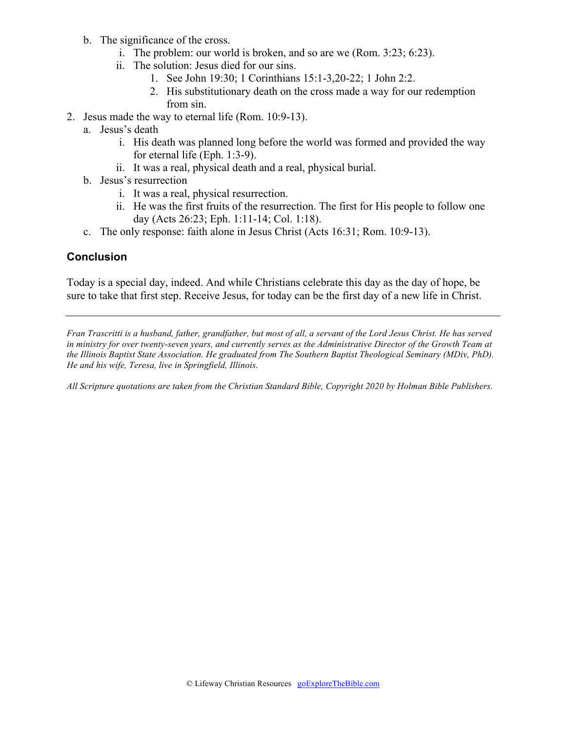b. The significance of the cross.
      i. The problem: our world is broken, and so are we (Rom. 3:23; 6:23).
      ii. The solution: Jesus died for our sins.
         1. See John 19:30; 1 Corinthians 15:1-3,20-22; 1 John 2:2.
         2. His substitutionary death on the cross made a way for our redemption from sin.

2. Jesus made the way to eternal life (Rom. 10:9-13).
   a. Jesus's death
      i. His death was planned long before the world was formed and provided the way for eternal life (Eph. 1:3-9).
      ii. It was a real, physical death and a real, physical burial.
   b. Jesus's resurrection
      i. It was a real, physical resurrection.
      ii. He was the first fruits of the resurrection. The first for His people to follow one day (Acts 26:23; Eph. 1:11-14; Col. 1:18).
   c. The only response: faith alone in Jesus Christ (Acts 16:31; Rom. 10:9-13).

## Conclusion

Today is a special day, indeed. And while Christians celebrate this day as the day of hope, be sure to take that first step. Receive Jesus, for today can be the first day of a new life in Christ.

---

*Fran Trascritti is a husband, father, grandfather, but most of all, a servant of the Lord Jesus Christ. He has served in ministry for over twenty-seven years, and currently serves as the Administrative Director of the Growth Team at the Illinois Baptist State Association. He graduated from The Southern Baptist Theological Seminary (MDiv, PhD). He and his wife, Teresa, live in Springfield, Illinois.*

*All Scripture quotations are taken from the Christian Standard Bible, Copyright 2020 by Holman Bible Publishers.*

© Lifeway Christian Resources goExploreTheBible.com